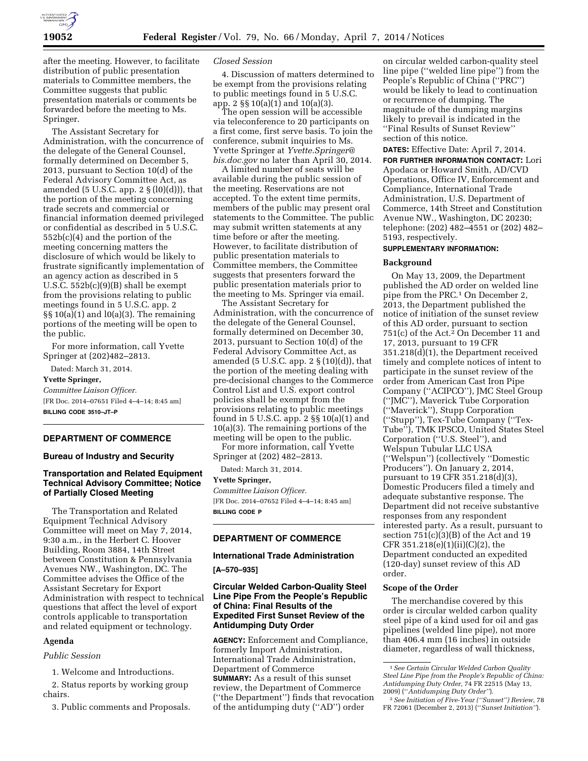after the meeting. However, to facilitate distribution of public presentation materials to Committee members, the Committee suggests that public presentation materials or comments be forwarded before the meeting to Ms. Springer.

The Assistant Secretary for Administration, with the concurrence of the delegate of the General Counsel, formally determined on December 5, 2013, pursuant to Section 10(d) of the Federal Advisory Committee Act, as amended (5 U.S.C. app. 2 § (l0)(d))), that the portion of the meeting concerning trade secrets and commercial or financial information deemed privileged or confidential as described in 5 U.S.C. 552b(c)(4) and the portion of the meeting concerning matters the disclosure of which would be likely to frustrate significantly implementation of an agency action as described in 5 U.S.C. 552b(c)(9)(B) shall be exempt from the provisions relating to public meetings found in 5 U.S.C. app. 2 §§ 10(a)(1) and l0(a)(3). The remaining portions of the meeting will be open to the public.

For more information, call Yvette Springer at (202)482–2813.

Dated: March 31, 2014.

**Yvette Springer,**

*Committee Liaison Officer.*

[FR Doc. 2014–07651 Filed 4–4–14; 8:45 am]

**BILLING CODE 3510–JT–P**

---

## DEPARTMENT OF COMMERCE

### Bureau of Industry and Security

### Transportation and Related Equipment Technical Advisory Committee; Notice of Partially Closed Meeting

The Transportation and Related Equipment Technical Advisory Committee will meet on May 7, 2014, 9:30 a.m., in the Herbert C. Hoover Building, Room 3884, 14th Street between Constitution & Pennsylvania Avenues NW., Washington, DC. The Committee advises the Office of the Assistant Secretary for Export Administration with respect to technical questions that affect the level of export controls applicable to transportation and related equipment or technology.

#### Agenda

*Public Session*

1. Welcome and Introductions.
2. Status reports by working group chairs.
3. Public comments and Proposals.

*Closed Session*

4. Discussion of matters determined to be exempt from the provisions relating to public meetings found in 5 U.S.C. app. 2 §§ 10(a)(1) and 10(a)(3).

The open session will be accessible via teleconference to 20 participants on a first come, first serve basis. To join the conference, submit inquiries to Ms. Yvette Springer at *Yvette.Springer@bis.doc.gov* no later than April 30, 2014.

A limited number of seats will be available during the public session of the meeting. Reservations are not accepted. To the extent time permits, members of the public may present oral statements to the Committee. The public may submit written statements at any time before or after the meeting. However, to facilitate distribution of public presentation materials to Committee members, the Committee suggests that presenters forward the public presentation materials prior to the meeting to Ms. Springer via email.

The Assistant Secretary for Administration, with the concurrence of the delegate of the General Counsel, formally determined on December 30, 2013, pursuant to Section 10(d) of the Federal Advisory Committee Act, as amended (5 U.S.C. app. 2 § (10)(d)), that the portion of the meeting dealing with pre-decisional changes to the Commerce Control List and U.S. export control policies shall be exempt from the provisions relating to public meetings found in 5 U.S.C. app. 2 §§ 10(a)(1) and 10(a)(3). The remaining portions of the meeting will be open to the public.

For more information, call Yvette Springer at (202) 482–2813.

Dated: March 31, 2014.

**Yvette Springer,**

*Committee Liaison Officer.*

[FR Doc. 2014–07652 Filed 4–4–14; 8:45 am]

**BILLING CODE P**

---

## DEPARTMENT OF COMMERCE

### International Trade Administration

**[A–570–935]**

### Circular Welded Carbon-Quality Steel Line Pipe From the People's Republic of China: Final Results of the Expedited First Sunset Review of the Antidumping Duty Order

**AGENCY:** Enforcement and Compliance, formerly Import Administration, International Trade Administration, Department of Commerce

**SUMMARY:** As a result of this sunset review, the Department of Commerce (''the Department'') finds that revocation of the antidumping duty (''AD'') order on circular welded carbon-quality steel line pipe (''welded line pipe'') from the People's Republic of China (''PRC'') would be likely to lead to continuation or recurrence of dumping. The magnitude of the dumping margins likely to prevail is indicated in the ''Final Results of Sunset Review'' section of this notice.

**DATES:** Effective Date: April 7, 2014.

**FOR FURTHER INFORMATION CONTACT:** Lori Apodaca or Howard Smith, AD/CVD Operations, Office IV, Enforcement and Compliance, International Trade Administration, U.S. Department of Commerce, 14th Street and Constitution Avenue NW., Washington, DC 20230; telephone: (202) 482–4551 or (202) 482–5193, respectively.

**SUPPLEMENTARY INFORMATION:**

#### Background

On May 13, 2009, the Department published the AD order on welded line pipe from the PRC.[1] On December 2, 2013, the Department published the notice of initiation of the sunset review of this AD order, pursuant to section 751(c) of the Act.[2] On December 11 and 17, 2013, pursuant to 19 CFR 351.218(d)(1), the Department received timely and complete notices of intent to participate in the sunset review of the order from American Cast Iron Pipe Company (''ACIPCO''), JMC Steel Group (''JMC''), Maverick Tube Corporation (''Maverick''), Stupp Corporation (''Stupp''), Tex-Tube Company (''Tex-Tube''), TMK IPSCO, United States Steel Corporation (''U.S. Steel''), and Welspun Tubular LLC USA (''Welspun'') (collectively ''Domestic Producers''). On January 2, 2014, pursuant to 19 CFR 351.218(d)(3), Domestic Producers filed a timely and adequate substantive response. The Department did not receive substantive responses from any respondent interested party. As a result, pursuant to section 751(c)(3)(B) of the Act and 19 CFR 351.218(e)(1)(ii)(C)(2), the Department conducted an expedited (120-day) sunset review of this AD order.

#### Scope of the Order

The merchandise covered by this order is circular welded carbon quality steel pipe of a kind used for oil and gas pipelines (welded line pipe), not more than 406.4 mm (16 inches) in outside diameter, regardless of wall thickness,

---

[1] *See Certain Circular Welded Carbon Quality Steel Line Pipe from the People's Republic of China: Antidumping Duty Order,* 74 FR 22515 (May 13, 2009) (''*Antidumping Duty Order''*).

[2] *See Initiation of Five-Year (''Sunset'') Review,* 78 FR 72061 (December 2, 2013) (''*Sunset Initiation''*).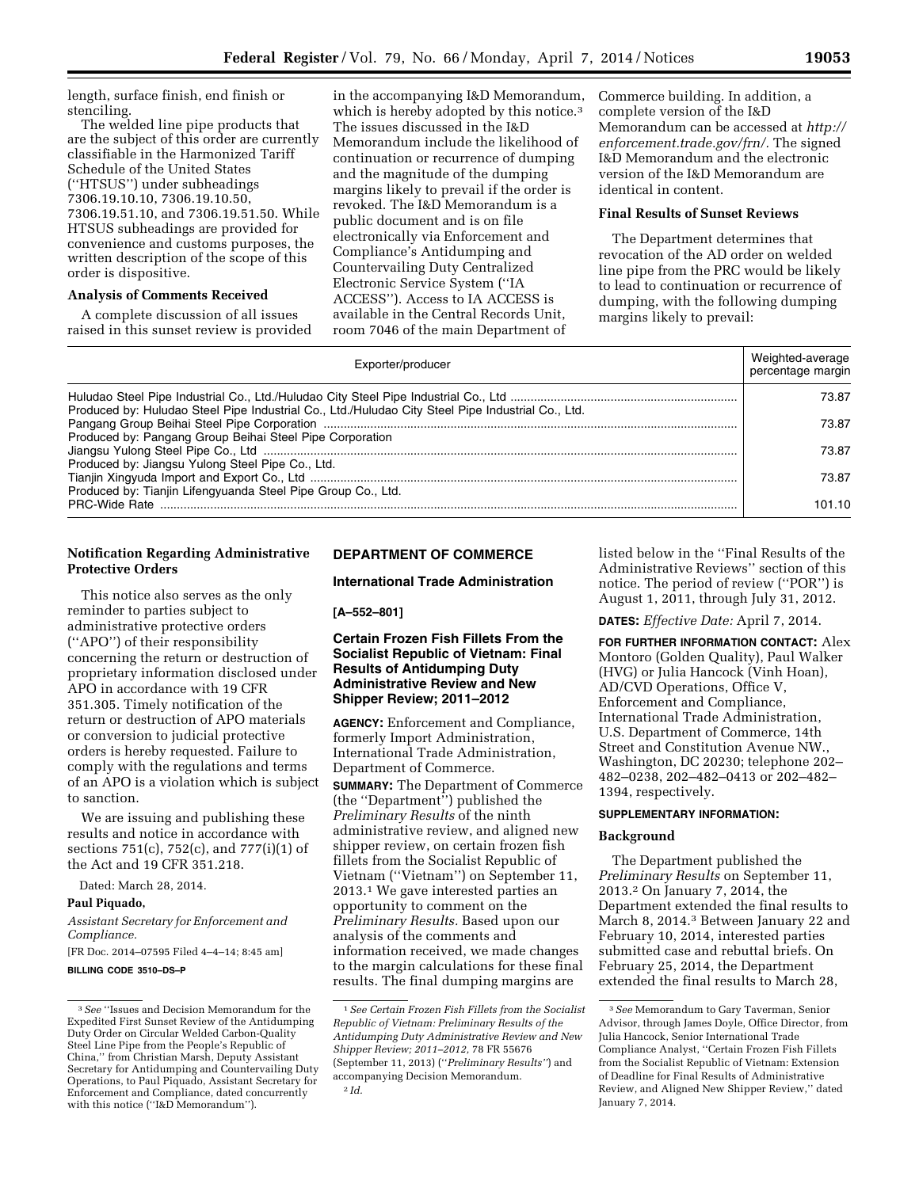length, surface finish, end finish or stenciling.

The welded line pipe products that are the subject of this order are currently classifiable in the Harmonized Tariff Schedule of the United States (''HTSUS'') under subheadings 7306.19.10.10, 7306.19.10.50, 7306.19.51.10, and 7306.19.51.50. While HTSUS subheadings are provided for convenience and customs purposes, the written description of the scope of this order is dispositive.

### Analysis of Comments Received

A complete discussion of all issues raised in this sunset review is provided in the accompanying I&D Memorandum, which is hereby adopted by this notice.[3] The issues discussed in the I&D Memorandum include the likelihood of continuation or recurrence of dumping and the magnitude of the dumping margins likely to prevail if the order is revoked. The I&D Memorandum is a public document and is on file electronically via Enforcement and Compliance's Antidumping and Countervailing Duty Centralized Electronic Service System (''IA ACCESS''). Access to IA ACCESS is available in the Central Records Unit, room 7046 of the main Department of Commerce building. In addition, a complete version of the I&D Memorandum can be accessed at *http://enforcement.trade.gov/frn/*. The signed I&D Memorandum and the electronic version of the I&D Memorandum are identical in content.

### Final Results of Sunset Reviews

The Department determines that revocation of the AD order on welded line pipe from the PRC would be likely to lead to continuation or recurrence of dumping, with the following dumping margins likely to prevail:

| Exporter/producer | Weighted-average percentage margin |
|---|---|
| Huludao Steel Pipe Industrial Co., Ltd./Huludao City Steel Pipe Industrial Co., Ltd<br>Produced by: Huludao Steel Pipe Industrial Co., Ltd./Huludao City Steel Pipe Industrial Co., Ltd. | 73.87 |
| Pangang Group Beihai Steel Pipe Corporation<br>Produced by: Pangang Group Beihai Steel Pipe Corporation | 73.87 |
| Jiangsu Yulong Steel Pipe Co., Ltd<br>Produced by: Jiangsu Yulong Steel Pipe Co., Ltd. | 73.87 |
| Tianjin Xingyuda Import and Export Co., Ltd<br>Produced by: Tianjin Lifengyuanda Steel Pipe Group Co., Ltd. | 73.87 |
| PRC-Wide Rate | 101.10 |

### Notification Regarding Administrative Protective Orders

This notice also serves as the only reminder to parties subject to administrative protective orders (''APO'') of their responsibility concerning the return or destruction of proprietary information disclosed under APO in accordance with 19 CFR 351.305. Timely notification of the return or destruction of APO materials or conversion to judicial protective orders is hereby requested. Failure to comply with the regulations and terms of an APO is a violation which is subject to sanction.

We are issuing and publishing these results and notice in accordance with sections 751(c), 752(c), and 777(i)(1) of the Act and 19 CFR 351.218.

Dated: March 28, 2014.

**Paul Piquado,**

*Assistant Secretary for Enforcement and Compliance.*

[FR Doc. 2014–07595 Filed 4–4–14; 8:45 am]

**BILLING CODE 3510–DS–P**

[3] *See* ''Issues and Decision Memorandum for the Expedited First Sunset Review of the Antidumping Duty Order on Circular Welded Carbon-Quality Steel Line Pipe from the People's Republic of China,'' from Christian Marsh, Deputy Assistant Secretary for Antidumping and Countervailing Duty Operations, to Paul Piquado, Assistant Secretary for Enforcement and Compliance, dated concurrently with this notice (''I&D Memorandum'').

---

## DEPARTMENT OF COMMERCE

### International Trade Administration

**[A–552–801]**

### Certain Frozen Fish Fillets From the Socialist Republic of Vietnam: Final Results of Antidumping Duty Administrative Review and New Shipper Review; 2011–2012

**AGENCY:** Enforcement and Compliance, formerly Import Administration, International Trade Administration, Department of Commerce.

**SUMMARY:** The Department of Commerce (the ''Department'') published the *Preliminary Results* of the ninth administrative review, and aligned new shipper review, on certain frozen fish fillets from the Socialist Republic of Vietnam (''Vietnam'') on September 11, 2013.[1] We gave interested parties an opportunity to comment on the *Preliminary Results.* Based upon our analysis of the comments and information received, we made changes to the margin calculations for these final results. The final dumping margins are listed below in the ''Final Results of the Administrative Reviews'' section of this notice. The period of review (''POR'') is August 1, 2011, through July 31, 2012.

**DATES:** *Effective Date:* April 7, 2014.

**FOR FURTHER INFORMATION CONTACT:** Alex Montoro (Golden Quality), Paul Walker (HVG) or Julia Hancock (Vinh Hoan), AD/CVD Operations, Office V, Enforcement and Compliance, International Trade Administration, U.S. Department of Commerce, 14th Street and Constitution Avenue NW., Washington, DC 20230; telephone 202–482–0238, 202–482–0413 or 202–482–1394, respectively.

**SUPPLEMENTARY INFORMATION:**

### Background

The Department published the *Preliminary Results* on September 11, 2013.[2] On January 7, 2014, the Department extended the final results to March 8, 2014.[3] Between January 22 and February 10, 2014, interested parties submitted case and rebuttal briefs. On February 25, 2014, the Department extended the final results to March 28,

[1] *See Certain Frozen Fish Fillets from the Socialist Republic of Vietnam: Preliminary Results of the Antidumping Duty Administrative Review and New Shipper Review; 2011–2012,* 78 FR 55676 (September 11, 2013) (''*Preliminary Results*'') and accompanying Decision Memorandum.

[2] *Id.*

[3] *See* Memorandum to Gary Taverman, Senior Advisor, through James Doyle, Office Director, from Julia Hancock, Senior International Trade Compliance Analyst, ''Certain Frozen Fish Fillets from the Socialist Republic of Vietnam: Extension of Deadline for Final Results of Administrative Review, and Aligned New Shipper Review,'' dated January 7, 2014.